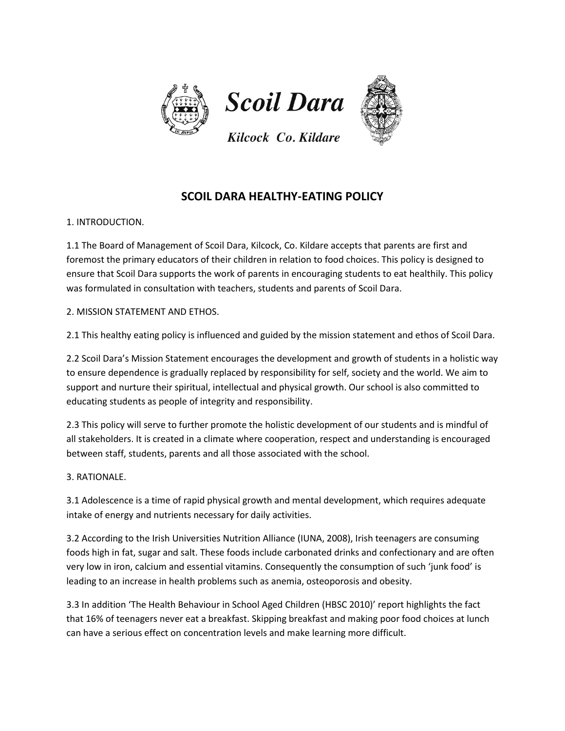# Scoil Dara

*Kilcock Co. Kildare*

## SCOIL DARA HEALTHY-EATING POLICY

1. INTRODUCTION.

1.1 The Board of Management of Scoil Dara, Kilcock, Co. Kildare accepts that parents are first and foremost the primary educators of their children in relation to food choices. This policy is designed to ensure that Scoil Dara supports the work of parents in encouraging students to eat healthily. This policy was formulated in consultation with teachers, students and parents of Scoil Dara.

2. MISSION STATEMENT AND ETHOS.

2.1 This healthy eating policy is influenced and guided by the mission statement and ethos of Scoil Dara.

2.2 Scoil Dara's Mission Statement encourages the development and growth of students in a holistic way to ensure dependence is gradually replaced by responsibility for self, society and the world. We aim to support and nurture their spiritual, intellectual and physical growth. Our school is also committed to educating students as people of integrity and responsibility.

2.3 This policy will serve to further promote the holistic development of our students and is mindful of all stakeholders. It is created in a climate where cooperation, respect and understanding is encouraged between staff, students, parents and all those associated with the school.

3. RATIONALE.

3.1 Adolescence is a time of rapid physical growth and mental development, which requires adequate intake of energy and nutrients necessary for daily activities.

3.2 According to the Irish Universities Nutrition Alliance (IUNA, 2008), Irish teenagers are consuming foods high in fat, sugar and salt. These foods include carbonated drinks and confectionary and are often very low in iron, calcium and essential vitamins. Consequently the consumption of such 'junk food' is leading to an increase in health problems such as anemia, osteoporosis and obesity.

3.3 In addition 'The Health Behaviour in School Aged Children (HBSC 2010)' report highlights the fact that 16% of teenagers never eat a breakfast. Skipping breakfast and making poor food choices at lunch can have a serious effect on concentration levels and make learning more difficult.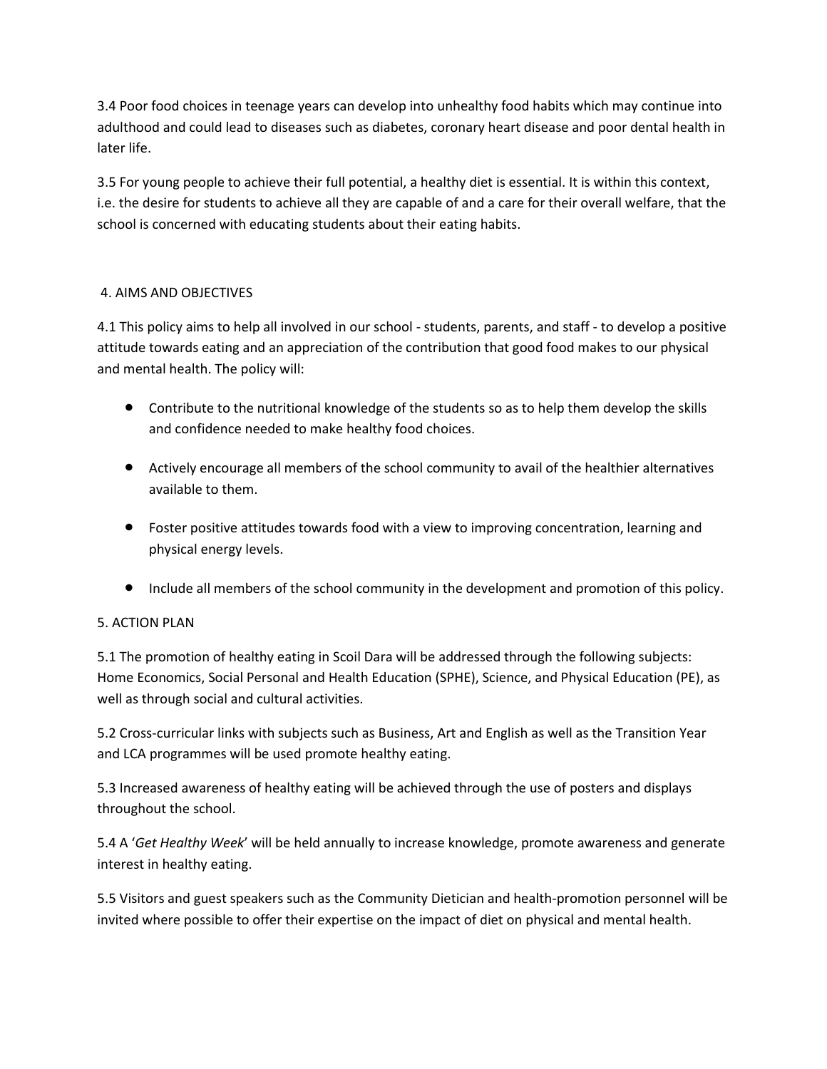3.4 Poor food choices in teenage years can develop into unhealthy food habits which may continue into adulthood and could lead to diseases such as diabetes, coronary heart disease and poor dental health in later life.

3.5 For young people to achieve their full potential, a healthy diet is essential. It is within this context, i.e. the desire for students to achieve all they are capable of and a care for their overall welfare, that the school is concerned with educating students about their eating habits.

## 4. AIMS AND OBJECTIVES

4.1 This policy aims to help all involved in our school - students, parents, and staff - to develop a positive attitude towards eating and an appreciation of the contribution that good food makes to our physical and mental health. The policy will:

- Contribute to the nutritional knowledge of the students so as to help them develop the skills and confidence needed to make healthy food choices.
- Actively encourage all members of the school community to avail of the healthier alternatives available to them.
- Foster positive attitudes towards food with a view to improving concentration, learning and physical energy levels.
- Include all members of the school community in the development and promotion of this policy.

## 5. ACTION PLAN

5.1 The promotion of healthy eating in Scoil Dara will be addressed through the following subjects: Home Economics, Social Personal and Health Education (SPHE), Science, and Physical Education (PE), as well as through social and cultural activities.

5.2 Cross-curricular links with subjects such as Business, Art and English as well as the Transition Year and LCA programmes will be used promote healthy eating.

5.3 Increased awareness of healthy eating will be achieved through the use of posters and displays throughout the school.

5.4 A '*Get Healthy Week*' will be held annually to increase knowledge, promote awareness and generate interest in healthy eating.

5.5 Visitors and guest speakers such as the Community Dietician and health-promotion personnel will be invited where possible to offer their expertise on the impact of diet on physical and mental health.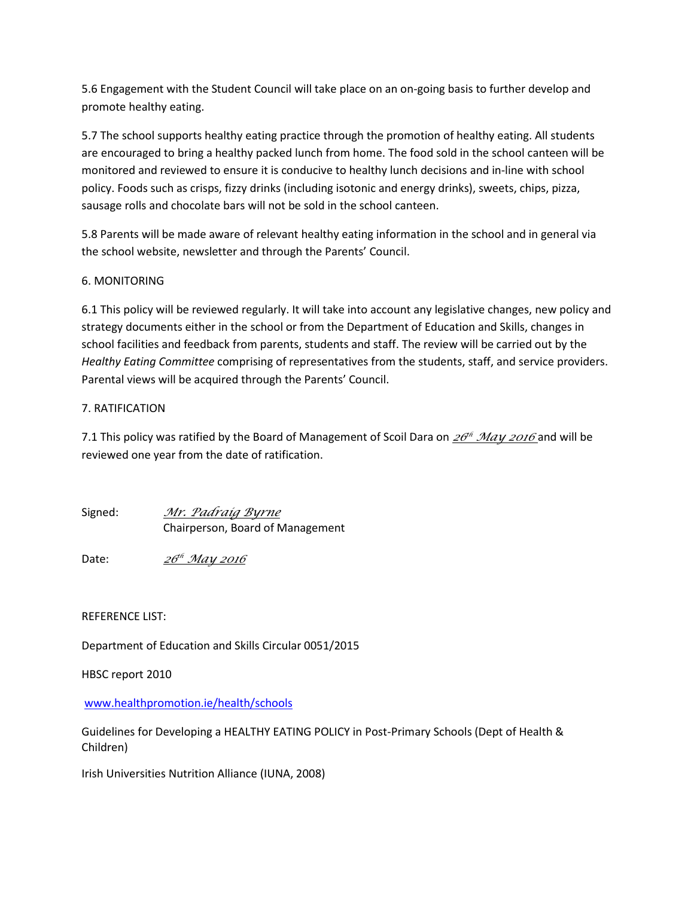5.6 Engagement with the Student Council will take place on an on-going basis to further develop and promote healthy eating.

5.7 The school supports healthy eating practice through the promotion of healthy eating. All students are encouraged to bring a healthy packed lunch from home. The food sold in the school canteen will be monitored and reviewed to ensure it is conducive to healthy lunch decisions and in-line with school policy. Foods such as crisps, fizzy drinks (including isotonic and energy drinks), sweets, chips, pizza, sausage rolls and chocolate bars will not be sold in the school canteen.

5.8 Parents will be made aware of relevant healthy eating information in the school and in general via the school website, newsletter and through the Parents' Council.

## 6. MONITORING

6.1 This policy will be reviewed regularly. It will take into account any legislative changes, new policy and strategy documents either in the school or from the Department of Education and Skills, changes in school facilities and feedback from parents, students and staff. The review will be carried out by the *Healthy Eating Committee* comprising of representatives from the students, staff, and service providers. Parental views will be acquired through the Parents' Council.

## 7. RATIFICATION

7.1 This policy was ratified by the Board of Management of Scoil Dara on *26th May 2016* and will be reviewed one year from the date of ratification.

Signed: *Mr. Padraig Byrne*
Chairperson, Board of Management

Date: *26th May 2016*

REFERENCE LIST:

Department of Education and Skills Circular 0051/2015

HBSC report 2010

www.healthpromotion.ie/health/schools

Guidelines for Developing a HEALTHY EATING POLICY in Post-Primary Schools (Dept of Health & Children)

Irish Universities Nutrition Alliance (IUNA, 2008)